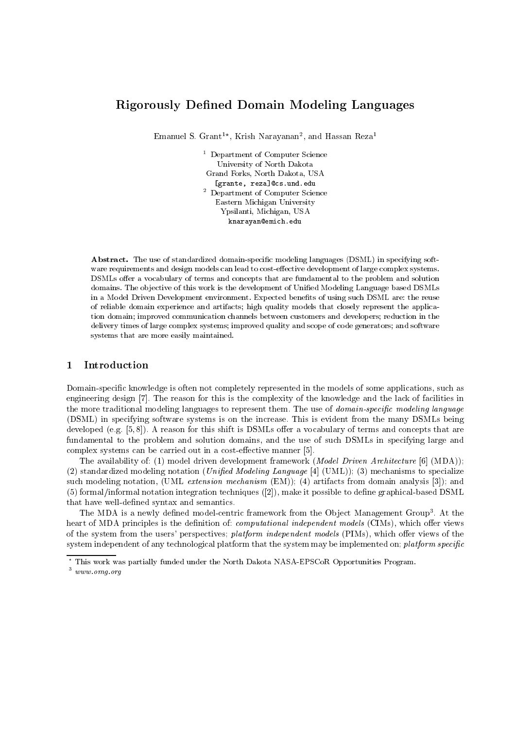# Rigorously Defined Domain Modeling Languages

Emanuel S. Grant[1*], Krish Narayanan[2], and Hassan Reza[1]

[1] Department of Computer Science
University of North Dakota
Grand Forks, North Dakota, USA
[grante, reza]@cs.und.edu

[2] Department of Computer Science
Eastern Michigan University
Ypsilanti, Michigan, USA
knarayan@emich.edu

**Abstract.** The use of standardized domain-specific modeling languages (DSML) in specifying software requirements and design models can lead to cost-effective development of large complex systems. DSMLs offer a vocabulary of terms and concepts that are fundamental to the problem and solution domains. The objective of this work is the development of Unified Modeling Language based DSMLs in a Model Driven Development environment. Expected benefits of using such DSML are: the reuse of reliable domain experience and artifacts; high quality models that closely represent the application domain; improved communication channels between customers and developers; reduction in the delivery times of large complex systems; improved quality and scope of code generators; and software systems that are more easily maintained.

## 1 Introduction

Domain-specific knowledge is often not completely represented in the models of some applications, such as engineering design [7]. The reason for this is the complexity of the knowledge and the lack of facilities in the more traditional modeling languages to represent them. The use of *domain-specific modeling language* (DSML) in specifying software systems is on the increase. This is evident from the many DSMLs being developed (e.g. [5, 8]). A reason for this shift is DSMLs offer a vocabulary of terms and concepts that are fundamental to the problem and solution domains, and the use of such DSMLs in specifying large and complex systems can be carried out in a cost-effective manner [5].

The availability of: (1) model driven development framework (*Model Driven Architecture* [6] (MDA)); (2) standardized modeling notation (*Unified Modeling Language* [4] (UML)); (3) mechanisms to specialize such modeling notation, (UML *extension mechanism* (EM)); (4) artifacts from domain analysis [3]); and (5) formal/informal notation integration techniques ([2]), make it possible to define graphical-based DSML that have well-defined syntax and semantics.

The MDA is a newly defined model-centric framework from the Object Management Group[3]. At the heart of MDA principles is the definition of: *computational independent models* (CIMs), which offer views of the system from the users' perspectives; *platform independent models* (PIMs), which offer views of the system independent of any technological platform that the system may be implemented on; *platform specific*

[*] This work was partially funded under the North Dakota NASA-EPSCoR Opportunities Program.

[3] *www.omg.org*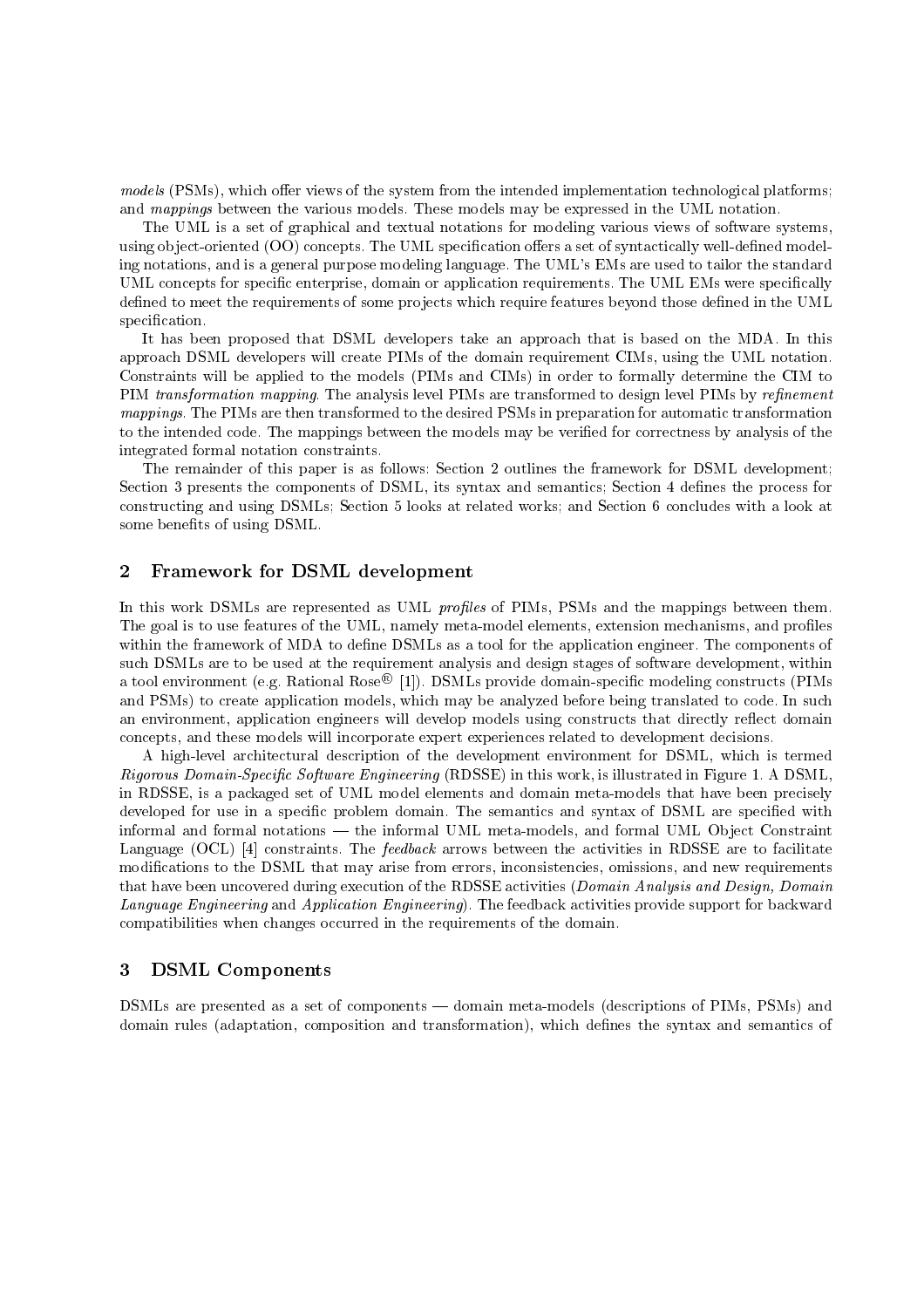*models* (PSMs), which offer views of the system from the intended implementation technological platforms; and *mappings* between the various models. These models may be expressed in the UML notation.

The UML is a set of graphical and textual notations for modeling various views of software systems, using object-oriented (OO) concepts. The UML specification offers a set of syntactically well-defined modeling notations, and is a general purpose modeling language. The UML's EMs are used to tailor the standard UML concepts for specific enterprise, domain or application requirements. The UML EMs were specifically defined to meet the requirements of some projects which require features beyond those defined in the UML specification.

It has been proposed that DSML developers take an approach that is based on the MDA. In this approach DSML developers will create PIMs of the domain requirement CIMs, using the UML notation. Constraints will be applied to the models (PIMs and CIMs) in order to formally determine the CIM to PIM *transformation mapping*. The analysis level PIMs are transformed to design level PIMs by *refinement mappings*. The PIMs are then transformed to the desired PSMs in preparation for automatic transformation to the intended code. The mappings between the models may be verified for correctness by analysis of the integrated formal notation constraints.

The remainder of this paper is as follows: Section 2 outlines the framework for DSML development; Section 3 presents the components of DSML, its syntax and semantics; Section 4 defines the process for constructing and using DSMLs; Section 5 looks at related works; and Section 6 concludes with a look at some benefits of using DSML.

## 2 Framework for DSML development

In this work DSMLs are represented as UML *profiles* of PIMs, PSMs and the mappings between them. The goal is to use features of the UML, namely meta-model elements, extension mechanisms, and profiles within the framework of MDA to define DSMLs as a tool for the application engineer. The components of such DSMLs are to be used at the requirement analysis and design stages of software development, within a tool environment (e.g. Rational Rose® [1]). DSMLs provide domain-specific modeling constructs (PIMs and PSMs) to create application models, which may be analyzed before being translated to code. In such an environment, application engineers will develop models using constructs that directly reflect domain concepts, and these models will incorporate expert experiences related to development decisions.

A high-level architectural description of the development environment for DSML, which is termed *Rigorous Domain-Specific Software Engineering* (RDSSE) in this work, is illustrated in Figure 1. A DSML, in RDSSE, is a packaged set of UML model elements and domain meta-models that have been precisely developed for use in a specific problem domain. The semantics and syntax of DSML are specified with informal and formal notations — the informal UML meta-models, and formal UML Object Constraint Language (OCL) [4] constraints. The *feedback* arrows between the activities in RDSSE are to facilitate modifications to the DSML that may arise from errors, inconsistencies, omissions, and new requirements that have been uncovered during execution of the RDSSE activities (*Domain Analysis and Design, Domain Language Engineering* and *Application Engineering*). The feedback activities provide support for backward compatibilities when changes occurred in the requirements of the domain.

## 3 DSML Components

DSMLs are presented as a set of components — domain meta-models (descriptions of PIMs, PSMs) and domain rules (adaptation, composition and transformation), which defines the syntax and semantics of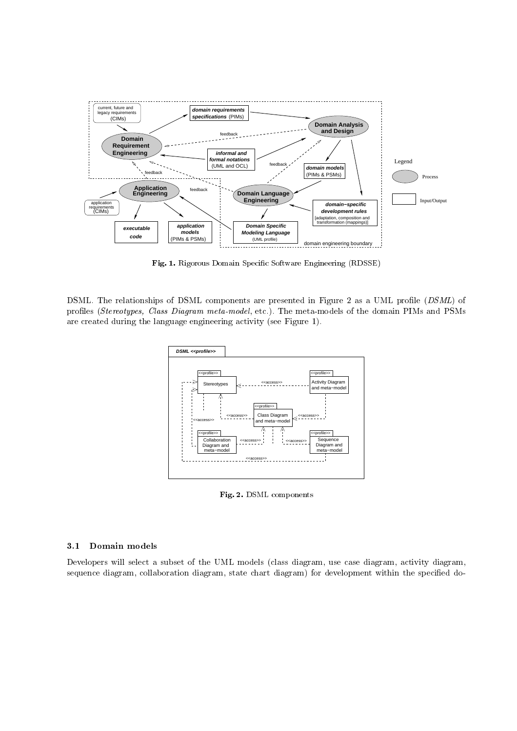**Fig. 1.** Rigorous Domain Specific Software Engineering (RDSSE)

DSML. The relationships of DSML components are presented in Figure 2 as a UML profile (*DSML*) of profiles (*Stereotypes, Class Diagram meta-model*, etc.). The meta-models of the domain PIMs and PSMs are created during the language engineering activity (see Figure 1).

**Fig. 2.** DSML components

### 3.1 Domain models

Developers will select a subset of the UML models (class diagram, use case diagram, activity diagram, sequence diagram, collaboration diagram, state chart diagram) for development within the specified do-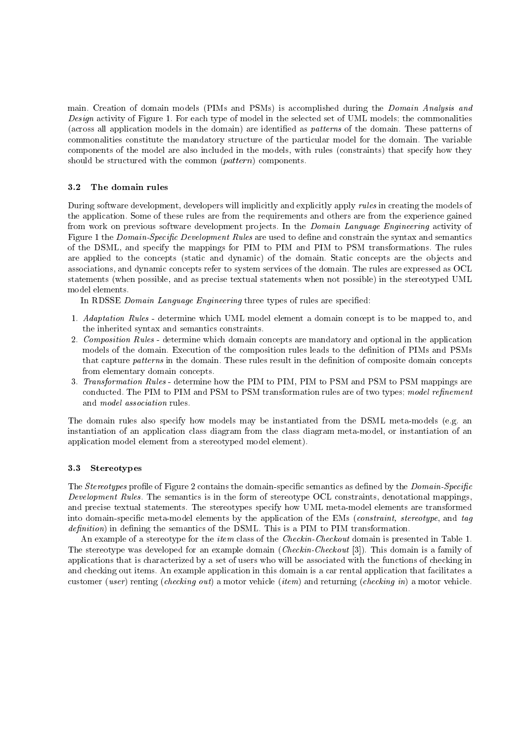main. Creation of domain models (PIMs and PSMs) is accomplished during the *Domain Analysis and Design* activity of Figure 1. For each type of model in the selected set of UML models; the commonalities (across all application models in the domain) are identified as *patterns* of the domain. These patterns of commonalities constitute the mandatory structure of the particular model for the domain. The variable components of the model are also included in the models, with rules (constraints) that specify how they should be structured with the common (*pattern*) components.

### 3.2 The domain rules

During software development, developers will implicitly and explicitly apply *rules* in creating the models of the application. Some of these rules are from the requirements and others are from the experience gained from work on previous software development projects. In the *Domain Language Engineering* activity of Figure 1 the *Domain-Specific Development Rules* are used to define and constrain the syntax and semantics of the DSML, and specify the mappings for PIM to PIM and PIM to PSM transformations. The rules are applied to the concepts (static and dynamic) of the domain. Static concepts are the objects and associations, and dynamic concepts refer to system services of the domain. The rules are expressed as OCL statements (when possible, and as precise textual statements when not possible) in the stereotyped UML model elements.

In RDSSE *Domain Language Engineering* three types of rules are specified:

1. *Adaptation Rules* - determine which UML model element a domain concept is to be mapped to, and the inherited syntax and semantics constraints.
2. *Composition Rules* - determine which domain concepts are mandatory and optional in the application models of the domain. Execution of the composition rules leads to the definition of PIMs and PSMs that capture *patterns* in the domain. These rules result in the definition of composite domain concepts from elementary domain concepts.
3. *Transformation Rules* - determine how the PIM to PIM, PIM to PSM and PSM to PSM mappings are conducted. The PIM to PIM and PSM to PSM transformation rules are of two types; *model refinement* and *model association* rules.

The domain rules also specify how models may be instantiated from the DSML meta-models (e.g. an instantiation of an application class diagram from the class diagram meta-model, or instantiation of an application model element from a stereotyped model element).

### 3.3 Stereotypes

The *Stereotypes* profile of Figure 2 contains the domain-specific semantics as defined by the *Domain-Specific Development Rules*. The semantics is in the form of stereotype OCL constraints, denotational mappings, and precise textual statements. The stereotypes specify how UML meta-model elements are transformed into domain-specific meta-model elements by the application of the EMs (*constraint, stereotype*, and *tag definition*) in defining the semantics of the DSML. This is a PIM to PIM transformation.

An example of a stereotype for the *item* class of the *Checkin-Checkout* domain is presented in Table 1. The stereotype was developed for an example domain (*Checkin-Checkout* [3]). This domain is a family of applications that is characterized by a set of users who will be associated with the functions of checking in and checking out items. An example application in this domain is a car rental application that facilitates a customer (*user*) renting (*checking out*) a motor vehicle (*item*) and returning (*checking in*) a motor vehicle.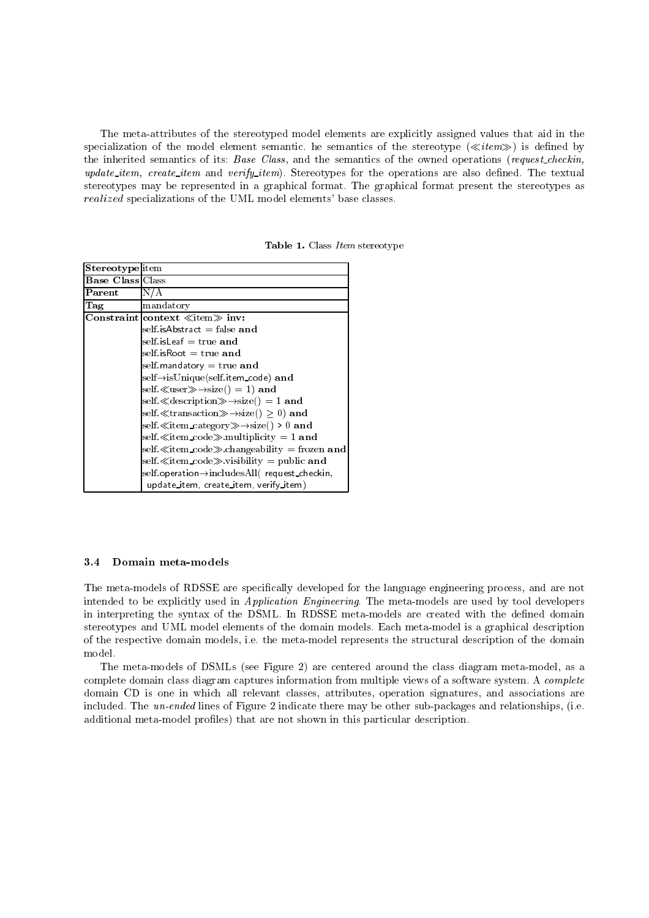The meta-attributes of the stereotyped model elements are explicitly assigned values that aid in the specialization of the model element semantic. he semantics of the stereotype (≪*item*≫) is defined by the inherited semantics of its: *Base Class*, and the semantics of the owned operations (*request_checkin, update_item, create_item* and *verify_item*). Stereotypes for the operations are also defined. The textual stereotypes may be represented in a graphical format. The graphical format present the stereotypes as *realized* specializations of the UML model elements' base classes.

**Table 1.** Class *Item* stereotype

| | |
|---|---|
| **Stereotype** | item |
| **Base Class** | Class |
| **Parent** | N/A |
| **Tag** | mandatory |
| **Constraint** | **context** ≪item≫ **inv:**<br>self.isAbstract = false **and**<br>self.isLeaf = true **and**<br>self.isRoot = true **and**<br>self.mandatory = true **and**<br>self→isUnique(self.item_code) **and**<br>self.≪user≫→size() = 1) **and**<br>self.≪description≫→size() = 1 **and**<br>self.≪transaction≫→size() ≥ 0) **and**<br>self.≪item_category≫→size() > 0 **and**<br>self.≪item_code≫.multiplicity = 1 **and**<br>self.≪item_code≫.changeability = frozen **and**<br>self.≪item_code≫.visibility = public **and**<br>self.operation→includesAll( request_checkin, update_item, create_item, verify_item) |

### 3.4 Domain meta-models

The meta-models of RDSSE are specifically developed for the language engineering process, and are not intended to be explicitly used in *Application Engineering*. The meta-models are used by tool developers in interpreting the syntax of the DSML. In RDSSE meta-models are created with the defined domain stereotypes and UML model elements of the domain models. Each meta-model is a graphical description of the respective domain models, i.e. the meta-model represents the structural description of the domain model.

The meta-models of DSMLs (see Figure 2) are centered around the class diagram meta-model, as a complete domain class diagram captures information from multiple views of a software system. A *complete* domain CD is one in which all relevant classes, attributes, operation signatures, and associations are included. The *un-ended* lines of Figure 2 indicate there may be other sub-packages and relationships, (i.e. additional meta-model profiles) that are not shown in this particular description.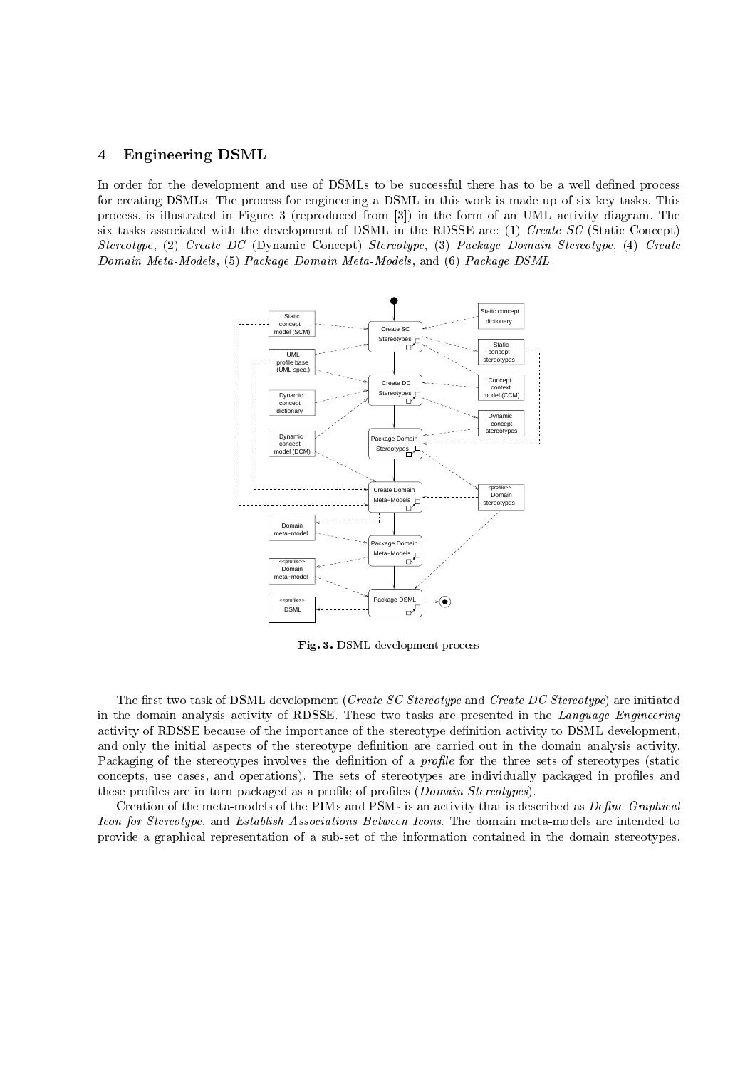## 4 Engineering DSML

In order for the development and use of DSMLs to be successful there has to be a well defined process for creating DSMLs. The process for engineering a DSML in this work is made up of six key tasks. This process, is illustrated in Figure 3 (reproduced from [3]) in the form of an UML activity diagram. The six tasks associated with the development of DSML in the RDSSE are: (1) *Create SC* (Static Concept) *Stereotype*, (2) *Create DC* (Dynamic Concept) *Stereotype*, (3) *Package Domain Stereotype*, (4) *Create Domain Meta-Models*, (5) *Package Domain Meta-Models*, and (6) *Package DSML*.

**Fig. 3.** DSML development process

The first two task of DSML development (*Create SC Stereotype* and *Create DC Stereotype*) are initiated in the domain analysis activity of RDSSE. These two tasks are presented in the *Language Engineering* activity of RDSSE because of the importance of the stereotype definition activity to DSML development, and only the initial aspects of the stereotype definition are carried out in the domain analysis activity. Packaging of the stereotypes involves the definition of a *profile* for the three sets of stereotypes (static concepts, use cases, and operations). The sets of stereotypes are individually packaged in profiles and these profiles are in turn packaged as a profile of profiles (*Domain Stereotypes*).

Creation of the meta-models of the PIMs and PSMs is an activity that is described as *Define Graphical Icon for Stereotype*, and *Establish Associations Between Icons*. The domain meta-models are intended to provide a graphical representation of a sub-set of the information contained in the domain stereotypes.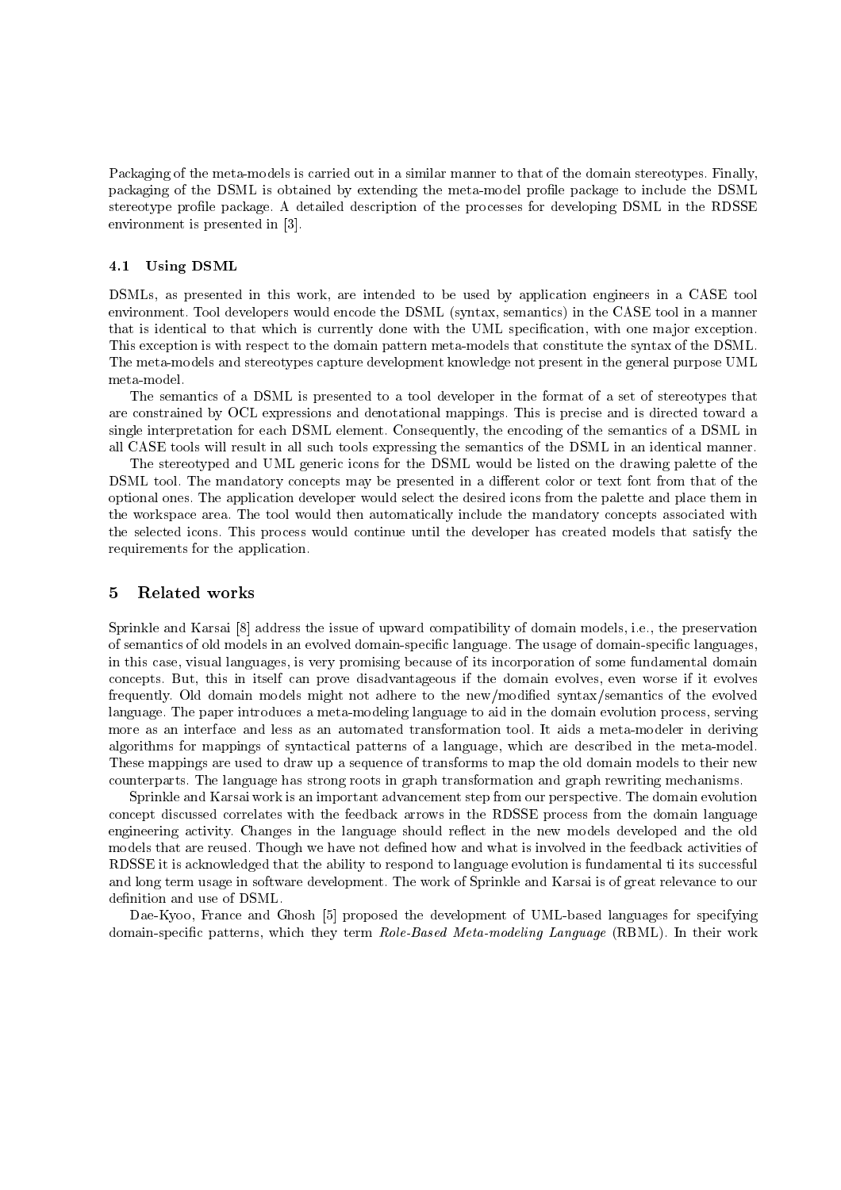Packaging of the meta-models is carried out in a similar manner to that of the domain stereotypes. Finally, packaging of the DSML is obtained by extending the meta-model profile package to include the DSML stereotype profile package. A detailed description of the processes for developing DSML in the RDSSE environment is presented in [3].

### 4.1 Using DSML

DSMLs, as presented in this work, are intended to be used by application engineers in a CASE tool environment. Tool developers would encode the DSML (syntax, semantics) in the CASE tool in a manner that is identical to that which is currently done with the UML specification, with one major exception. This exception is with respect to the domain pattern meta-models that constitute the syntax of the DSML. The meta-models and stereotypes capture development knowledge not present in the general purpose UML meta-model.

The semantics of a DSML is presented to a tool developer in the format of a set of stereotypes that are constrained by OCL expressions and denotational mappings. This is precise and is directed toward a single interpretation for each DSML element. Consequently, the encoding of the semantics of a DSML in all CASE tools will result in all such tools expressing the semantics of the DSML in an identical manner.

The stereotyped and UML generic icons for the DSML would be listed on the drawing palette of the DSML tool. The mandatory concepts may be presented in a different color or text font from that of the optional ones. The application developer would select the desired icons from the palette and place them in the workspace area. The tool would then automatically include the mandatory concepts associated with the selected icons. This process would continue until the developer has created models that satisfy the requirements for the application.

## 5 Related works

Sprinkle and Karsai [8] address the issue of upward compatibility of domain models, i.e., the preservation of semantics of old models in an evolved domain-specific language. The usage of domain-specific languages, in this case, visual languages, is very promising because of its incorporation of some fundamental domain concepts. But, this in itself can prove disadvantageous if the domain evolves, even worse if it evolves frequently. Old domain models might not adhere to the new/modified syntax/semantics of the evolved language. The paper introduces a meta-modeling language to aid in the domain evolution process, serving more as an interface and less as an automated transformation tool. It aids a meta-modeler in deriving algorithms for mappings of syntactical patterns of a language, which are described in the meta-model. These mappings are used to draw up a sequence of transforms to map the old domain models to their new counterparts. The language has strong roots in graph transformation and graph rewriting mechanisms.

Sprinkle and Karsai work is an important advancement step from our perspective. The domain evolution concept discussed correlates with the feedback arrows in the RDSSE process from the domain language engineering activity. Changes in the language should reflect in the new models developed and the old models that are reused. Though we have not defined how and what is involved in the feedback activities of RDSSE it is acknowledged that the ability to respond to language evolution is fundamental ti its successful and long term usage in software development. The work of Sprinkle and Karsai is of great relevance to our definition and use of DSML.

Dae-Kyoo, France and Ghosh [5] proposed the development of UML-based languages for specifying domain-specific patterns, which they term *Role-Based Meta-modeling Language* (RBML). In their work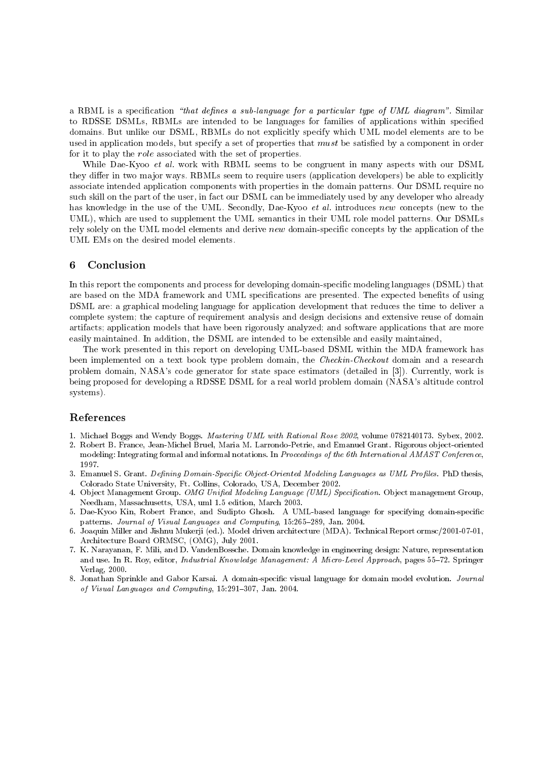a RBML is a specification *"that defines a sub-language for a particular type of UML diagram"*. Similar to RDSSE DSMLs, RBMLs are intended to be languages for families of applications within specified domains. But unlike our DSML, RBMLs do not explicitly specify which UML model elements are to be used in application models, but specify a set of properties that *must* be satisfied by a component in order for it to play the *role* associated with the set of properties.

While Dae-Kyoo *et al.* work with RBML seems to be congruent in many aspects with our DSML they differ in two major ways. RBMLs seem to require users (application developers) be able to explicitly associate intended application components with properties in the domain patterns. Our DSML require no such skill on the part of the user, in fact our DSML can be immediately used by any developer who already has knowledge in the use of the UML. Secondly, Dae-Kyoo *et al.* introduces *new* concepts (new to the UML), which are used to supplement the UML semantics in their UML role model patterns. Our DSMLs rely solely on the UML model elements and derive *new* domain-specific concepts by the application of the UML EMs on the desired model elements.

## 6 Conclusion

In this report the components and process for developing domain-specific modeling languages (DSML) that are based on the MDA framework and UML specifications are presented. The expected benefits of using DSML are: a graphical modeling language for application development that reduces the time to deliver a complete system; the capture of requirement analysis and design decisions and extensive reuse of domain artifacts; application models that have been rigorously analyzed; and software applications that are more easily maintained. In addition, the DSML are intended to be extensible and easily maintained,

The work presented in this report on developing UML-based DSML within the MDA framework has been implemented on a text book type problem domain, the *Checkin-Checkout* domain and a research problem domain, NASA's code generator for state space estimators (detailed in [3]). Currently, work is being proposed for developing a RDSSE DSML for a real world problem domain (NASA's altitude control systems).

## References

1. Michael Boggs and Wendy Boggs. *Mastering UML with Rational Rose 2002*, volume 0782140173. Sybex, 2002.
2. Robert B. France, Jean-Michel Bruel, Maria M. Larrondo-Petrie, and Emanuel Grant. Rigorous object-oriented modeling: Integrating formal and informal notations. In *Proceedings of the 6th International AMAST Conference*, 1997.
3. Emanuel S. Grant. *Defining Domain-Specific Object-Oriented Modeling Languages as UML Profiles*. PhD thesis, Colorado State University, Ft. Collins, Colorado, USA, December 2002.
4. Object Management Group. *OMG Unified Modeling Language (UML) Specification*. Object management Group, Needham, Massachusetts, USA, uml 1.5 edition, March 2003.
5. Dae-Kyoo Kin, Robert France, and Sudipto Ghosh. A UML-based language for specifying domain-specific patterns. *Journal of Visual Languages and Computing*, 15:265–289, Jan. 2004.
6. Joaquin Miller and Jishnu Mukerji (ed.). Model driven architecture (MDA). Technical Report ormsc/2001-07-01, Architecture Board ORMSC, (OMG), July 2001.
7. K. Narayanan, F. Mili, and D. VandenBossche. Domain knowledge in engineering design: Nature, representation and use. In R. Roy, editor, *Industrial Knowledge Management: A Micro-Level Approach*, pages 55–72. Springer Verlag, 2000.
8. Jonathan Sprinkle and Gabor Karsai. A domain-specific visual language for domain model evolution. *Journal of Visual Languages and Computing*, 15:291–307, Jan. 2004.